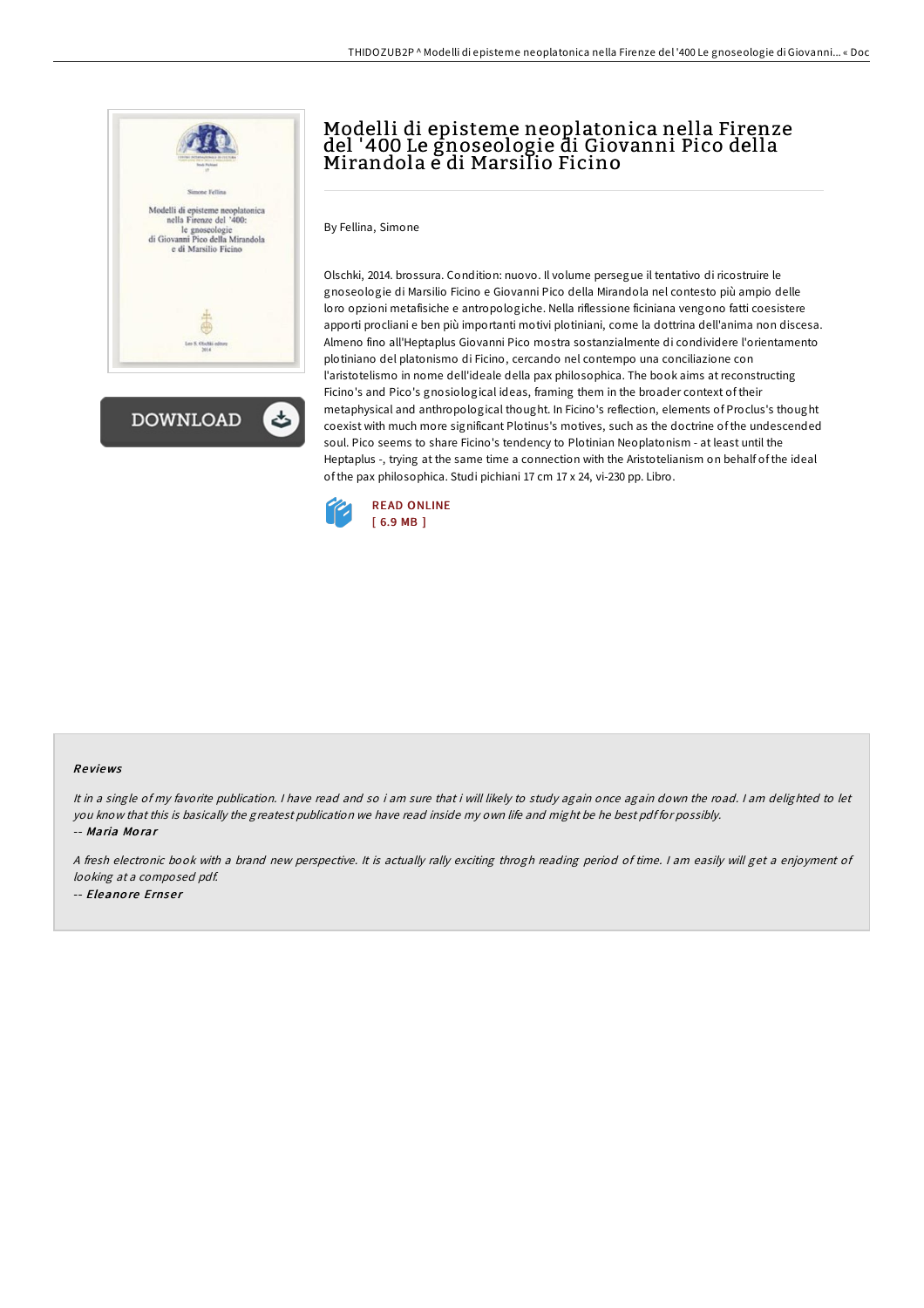# Modelli di episteme neoplatonica nella Firenze del '400 Le gnoseologie di Giovanni Pico della Mirandola e di Marsilio Ficino

By Fellina, Simone

Olschki, 2014. brossura. Condition: nuovo. Il volume persegue il tentativo di ricostruire le gnoseologie di Marsilio Ficino e Giovanni Pico della Mirandola nel contesto più ampio delle loro opzioni metafisiche e antropologiche. Nella riflessione ficiniana vengono fatti coesistere apporti procliani e ben più importanti motivi plotiniani, come la dottrina dell'anima non discesa. Almeno fino all'Heptaplus Giovanni Pico mostra sostanzialmente di condividere l'orientamento plotiniano del platonismo di Ficino, cercando nel contempo una conciliazione con l'aristotelismo in nome dell'ideale della pax philosophica. The book aims at reconstructing Ficino's and Pico's gnosiological ideas, framing them in the broader context of their metaphysical and anthropological thought. In Ficino's reflection, elements of Proclus's thought coexist with much more significant Plotinus's motives, such as the doctrine of the undescended soul. Pico seems to share Ficino's tendency to Plotinian Neoplatonism - at least until the Heptaplus -, trying at the same time a connection with the Aristotelianism on behalf of the ideal of the pax philosophica. Studi pichiani 17 cm 17 x 24, vi-230 pp. Libro.

READ ONLINE
[ 6.9 MB ]

## Reviews

*It in a single of my favorite publication. I have read and so i am sure that i will likely to study again once again down the road. I am delighted to let you know that this is basically the greatest publication we have read inside my own life and might be he best pdf for possibly.*
-- ***Maria Morar***

*A fresh electronic book with a brand new perspective. It is actually rally exciting throgh reading period of time. I am easily will get a enjoyment of looking at a composed pdf.*
-- ***Eleanore Ernser***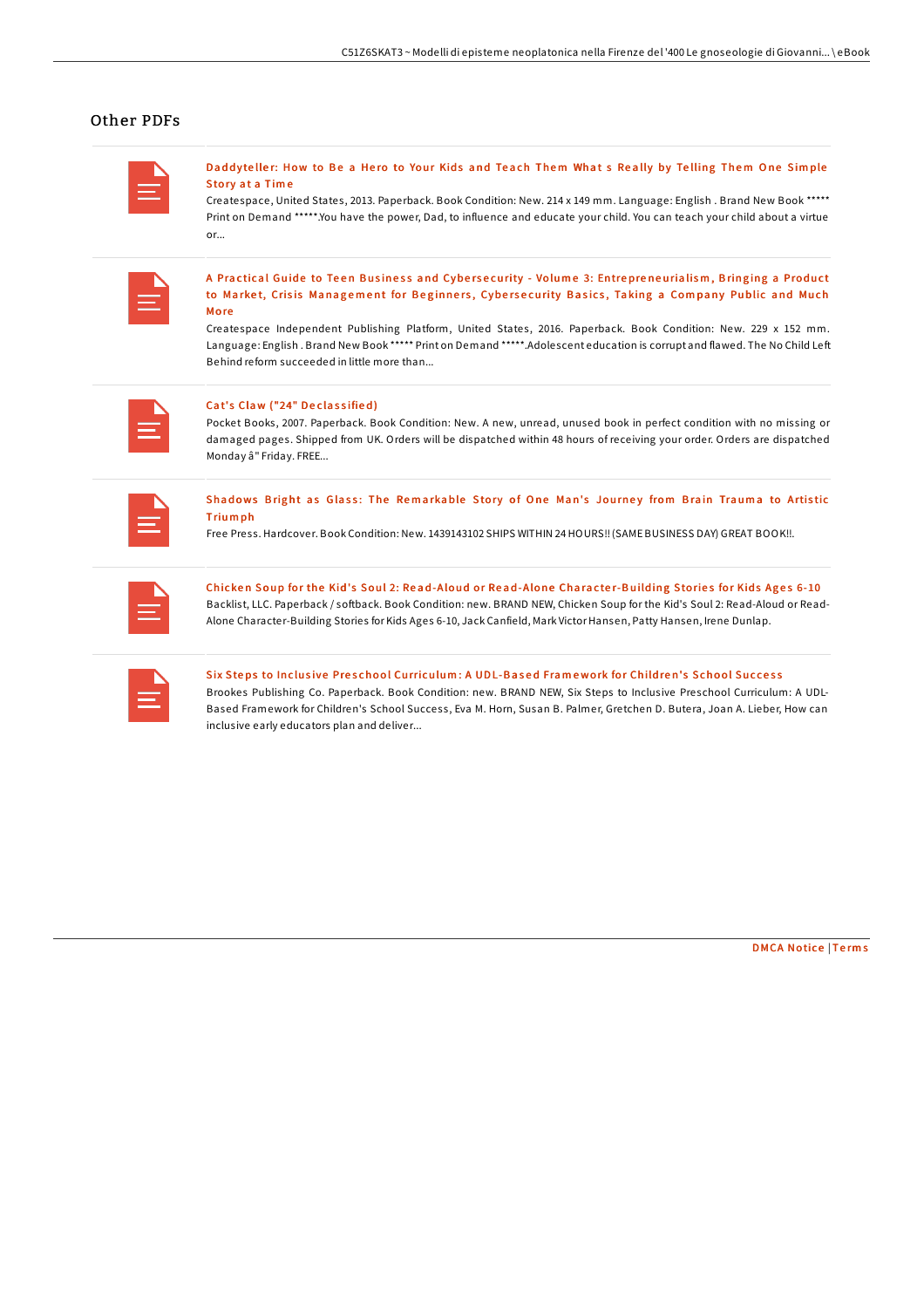## Other PDFs

**Daddyteller: How to Be a Hero to Your Kids and Teach Them What s Really by Telling Them One Simple Story at a Time**

Createspace, United States, 2013. Paperback. Book Condition: New. 214 x 149 mm. Language: English . Brand New Book ***** Print on Demand *****.You have the power, Dad, to influence and educate your child. You can teach your child about a virtue or...

**A Practical Guide to Teen Business and Cybersecurity - Volume 3: Entrepreneurialism, Bringing a Product to Market, Crisis Management for Beginners, Cybersecurity Basics, Taking a Company Public and Much More**

Createspace Independent Publishing Platform, United States, 2016. Paperback. Book Condition: New. 229 x 152 mm. Language: English . Brand New Book ***** Print on Demand *****.Adolescent education is corrupt and flawed. The No Child Left Behind reform succeeded in little more than...

**Cat's Claw ("24" Declassified)**

Pocket Books, 2007. Paperback. Book Condition: New. A new, unread, unused book in perfect condition with no missing or damaged pages. Shipped from UK. Orders will be dispatched within 48 hours of receiving your order. Orders are dispatched Monday â" Friday. FREE...

**Shadows Bright as Glass: The Remarkable Story of One Man's Journey from Brain Trauma to Artistic Triumph**

Free Press. Hardcover. Book Condition: New. 1439143102 SHIPS WITHIN 24 HOURS!! (SAME BUSINESS DAY) GREAT BOOK!!.

**Chicken Soup for the Kid's Soul 2: Read-Aloud or Read-Alone Character-Building Stories for Kids Ages 6-10**

Backlist, LLC. Paperback / softback. Book Condition: new. BRAND NEW, Chicken Soup for the Kid's Soul 2: Read-Aloud or Read-Alone Character-Building Stories for Kids Ages 6-10, Jack Canfield, Mark Victor Hansen, Patty Hansen, Irene Dunlap.

**Six Steps to Inclusive Preschool Curriculum: A UDL-Based Framework for Children's School Success**

Brookes Publishing Co. Paperback. Book Condition: new. BRAND NEW, Six Steps to Inclusive Preschool Curriculum: A UDL-Based Framework for Children's School Success, Eva M. Horn, Susan B. Palmer, Gretchen D. Butera, Joan A. Lieber, How can inclusive early educators plan and deliver...